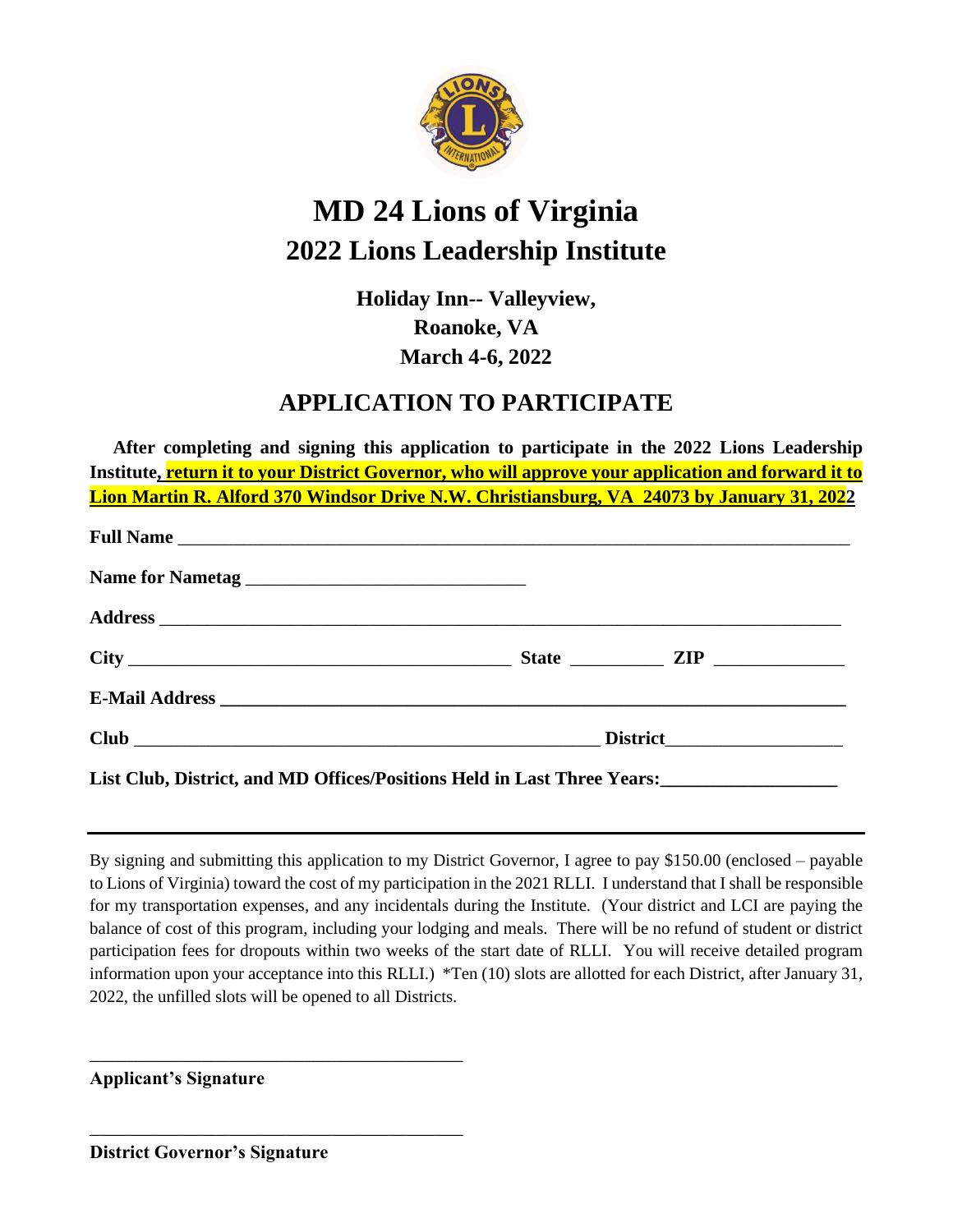# MD 24 Lions of Virginia

## 2022 Lions Leadership Institute

### Holiday Inn-- Valleyview,
### Roanoke, VA
### March 4-6, 2022

## APPLICATION TO PARTICIPATE

**After completing and signing this application to participate in the 2022 Lions Leadership Institute, return it to your District Governor, who will approve your application and forward it to Lion Martin R. Alford 370 Windsor Drive N.W. Christiansburg, VA 24073 by January 31, 2022**

**Full Name** ______________________________________________________________________

**Name for Nametag** ______________________________

**Address** ______________________________________________________________________

**City** ________________________________________ **State** __________ **ZIP** ______________

**E-Mail Address** ______________________________________________________________

**Club** __________________________________________________ **District** __________________

**List Club, District, and MD Offices/Positions Held in Last Three Years:** __________________

---

By signing and submitting this application to my District Governor, I agree to pay $150.00 (enclosed – payable to Lions of Virginia) toward the cost of my participation in the 2021 RLLI. I understand that I shall be responsible for my transportation expenses, and any incidentals during the Institute. (Your district and LCI are paying the balance of cost of this program, including your lodging and meals. There will be no refund of student or district participation fees for dropouts within two weeks of the start date of RLLI. You will receive detailed program information upon your acceptance into this RLLI.) *Ten (10) slots are allotted for each District, after January 31, 2022, the unfilled slots will be opened to all Districts.

________________________________________

**Applicant's Signature**

________________________________________

**District Governor's Signature**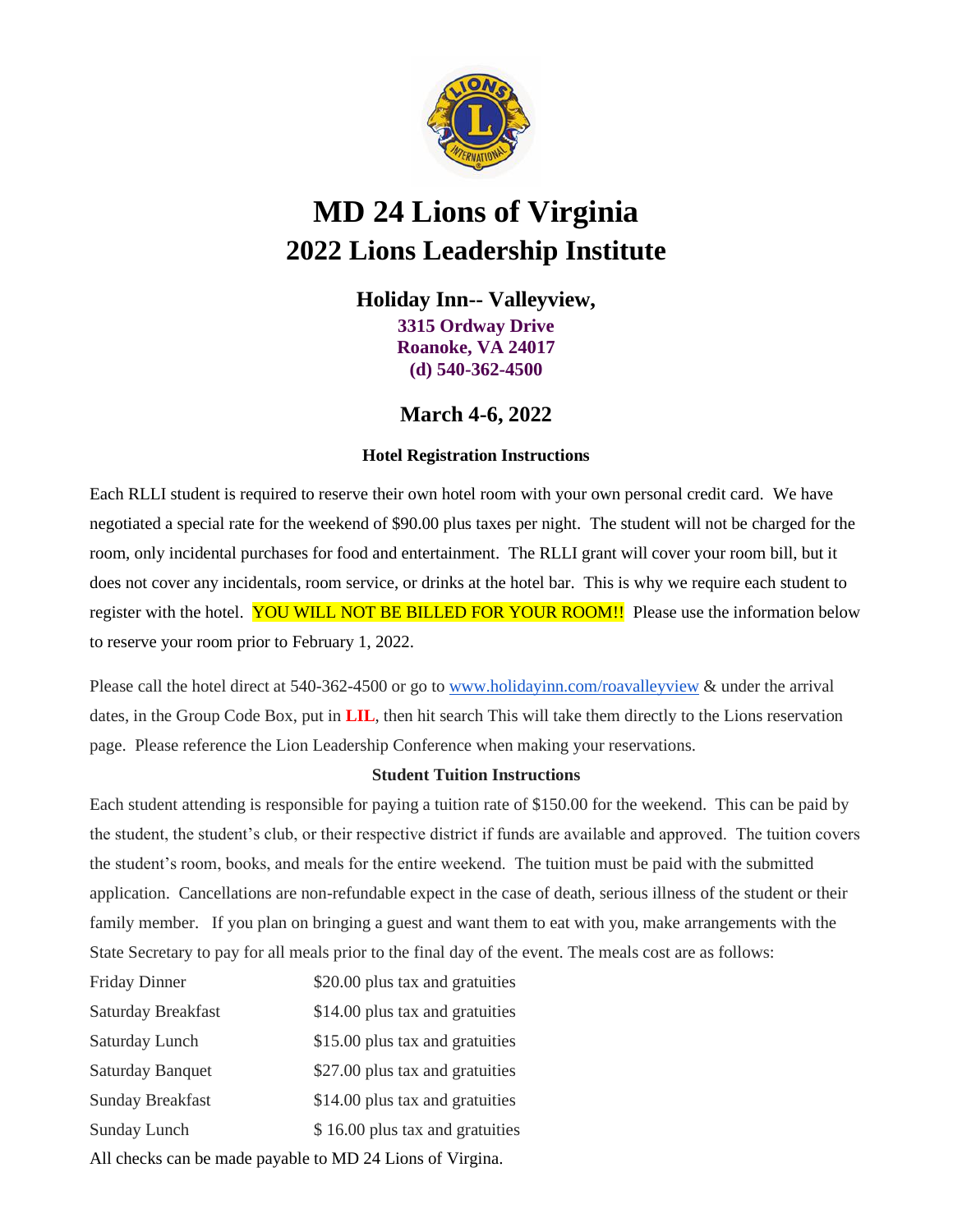# MD 24 Lions of Virginia
# 2022 Lions Leadership Institute

### Holiday Inn-- Valleyview,

**3315 Ordway Drive**
**Roanoke, VA 24017**
**(d) 540-362-4500**

### March 4-6, 2022

**Hotel Registration Instructions**

Each RLLI student is required to reserve their own hotel room with your own personal credit card. We have negotiated a special rate for the weekend of $90.00 plus taxes per night. The student will not be charged for the room, only incidental purchases for food and entertainment. The RLLI grant will cover your room bill, but it does not cover any incidentals, room service, or drinks at the hotel bar. This is why we require each student to register with the hotel. YOU WILL NOT BE BILLED FOR YOUR ROOM!! Please use the information below to reserve your room prior to February 1, 2022.

Please call the hotel direct at 540-362-4500 or go to www.holidayinn.com/roavalleyview & under the arrival dates, in the Group Code Box, put in **LIL**, then hit search This will take them directly to the Lions reservation page. Please reference the Lion Leadership Conference when making your reservations.

**Student Tuition Instructions**

Each student attending is responsible for paying a tuition rate of $150.00 for the weekend. This can be paid by the student, the student's club, or their respective district if funds are available and approved. The tuition covers the student's room, books, and meals for the entire weekend. The tuition must be paid with the submitted application. Cancellations are non-refundable expect in the case of death, serious illness of the student or their family member. If you plan on bringing a guest and want them to eat with you, make arrangements with the State Secretary to pay for all meals prior to the final day of the event. The meals cost are as follows:

| | |
|---|---|
| Friday Dinner | $20.00 plus tax and gratuities |
| Saturday Breakfast | $14.00 plus tax and gratuities |
| Saturday Lunch | $15.00 plus tax and gratuities |
| Saturday Banquet | $27.00 plus tax and gratuities |
| Sunday Breakfast | $14.00 plus tax and gratuities |
| Sunday Lunch | $ 16.00 plus tax and gratuities |

All checks can be made payable to MD 24 Lions of Virgina.